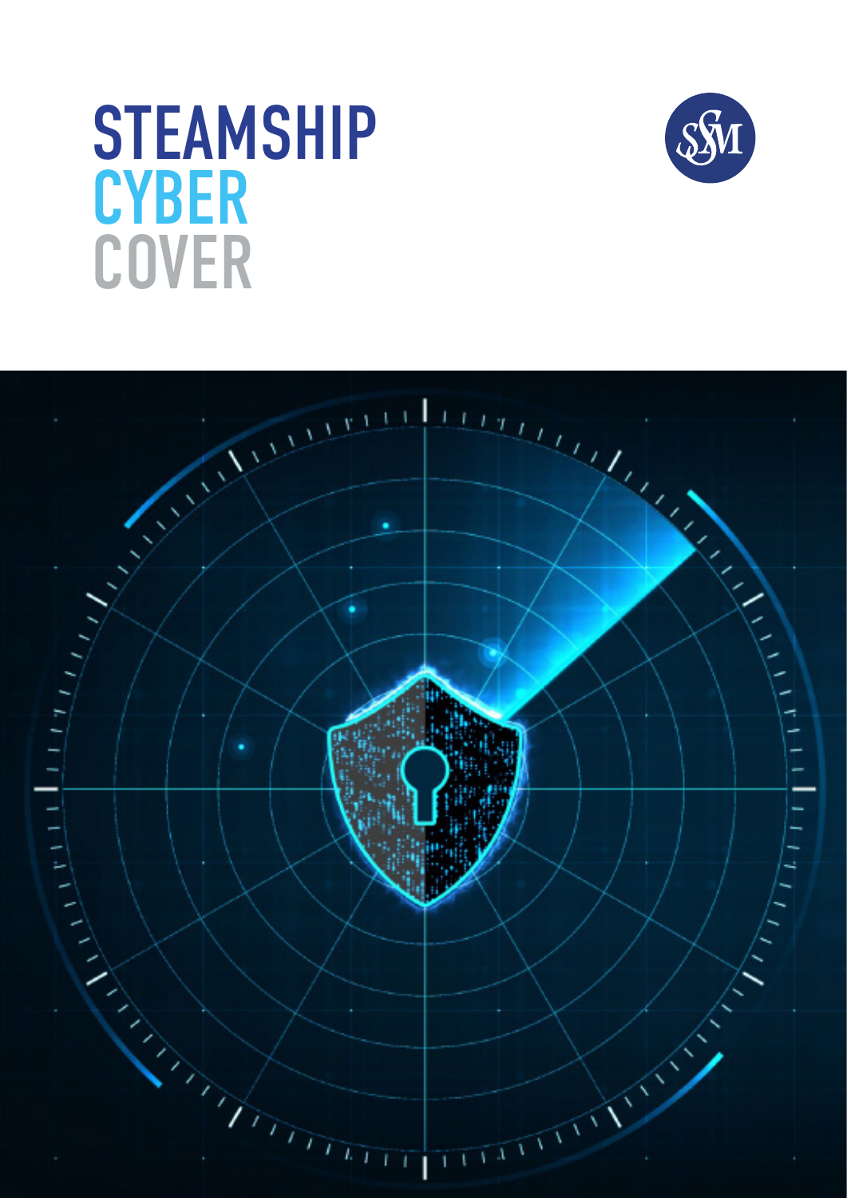# STEAMSHIP CYBER COVER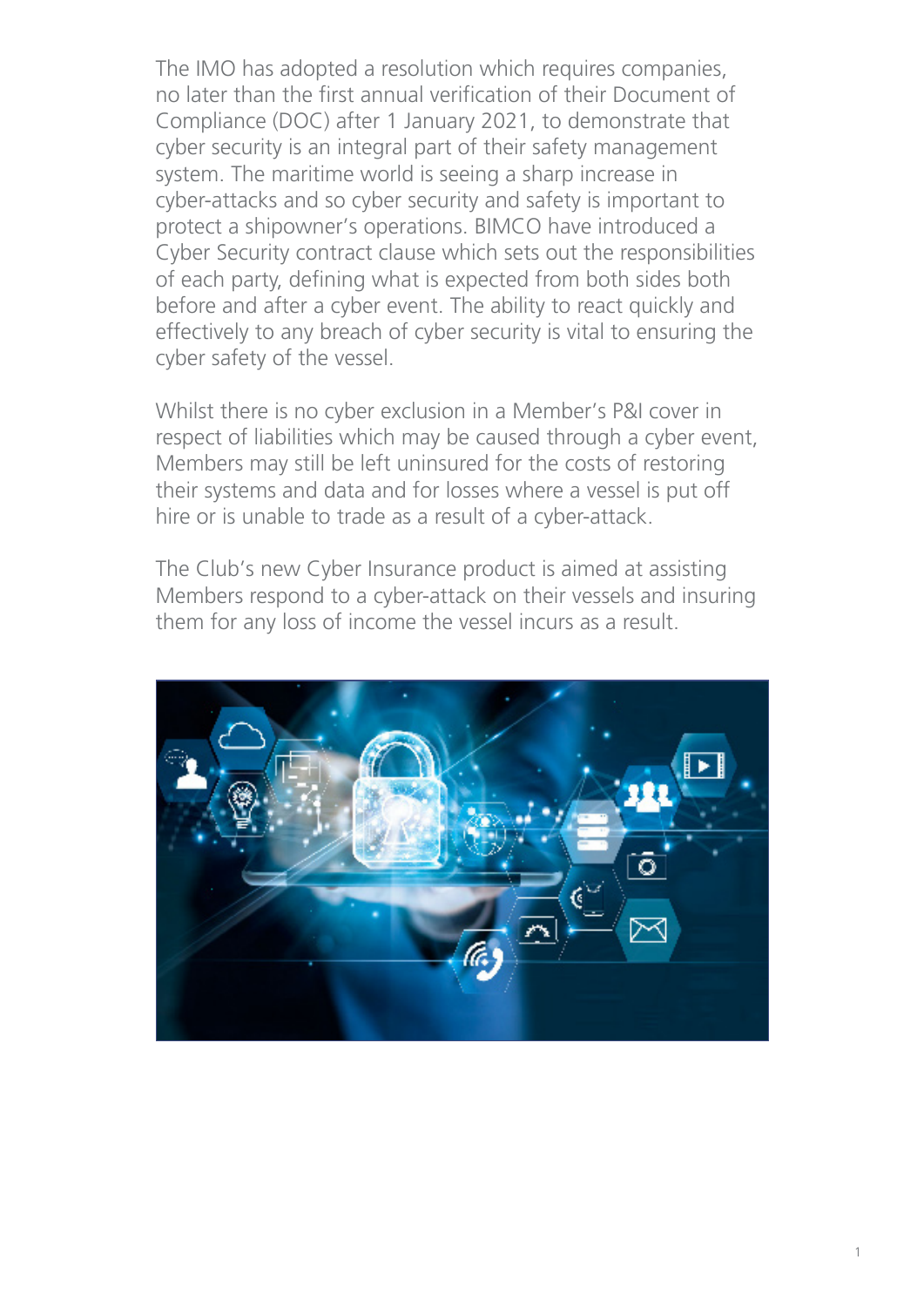The IMO has adopted a resolution which requires companies, no later than the first annual verification of their Document of Compliance (DOC) after 1 January 2021, to demonstrate that cyber security is an integral part of their safety management system. The maritime world is seeing a sharp increase in cyber-attacks and so cyber security and safety is important to protect a shipowner's operations. BIMCO have introduced a Cyber Security contract clause which sets out the responsibilities of each party, defining what is expected from both sides both before and after a cyber event. The ability to react quickly and effectively to any breach of cyber security is vital to ensuring the cyber safety of the vessel.

Whilst there is no cyber exclusion in a Member's P&I cover in respect of liabilities which may be caused through a cyber event, Members may still be left uninsured for the costs of restoring their systems and data and for losses where a vessel is put off hire or is unable to trade as a result of a cyber-attack.

The Club's new Cyber Insurance product is aimed at assisting Members respond to a cyber-attack on their vessels and insuring them for any loss of income the vessel incurs as a result.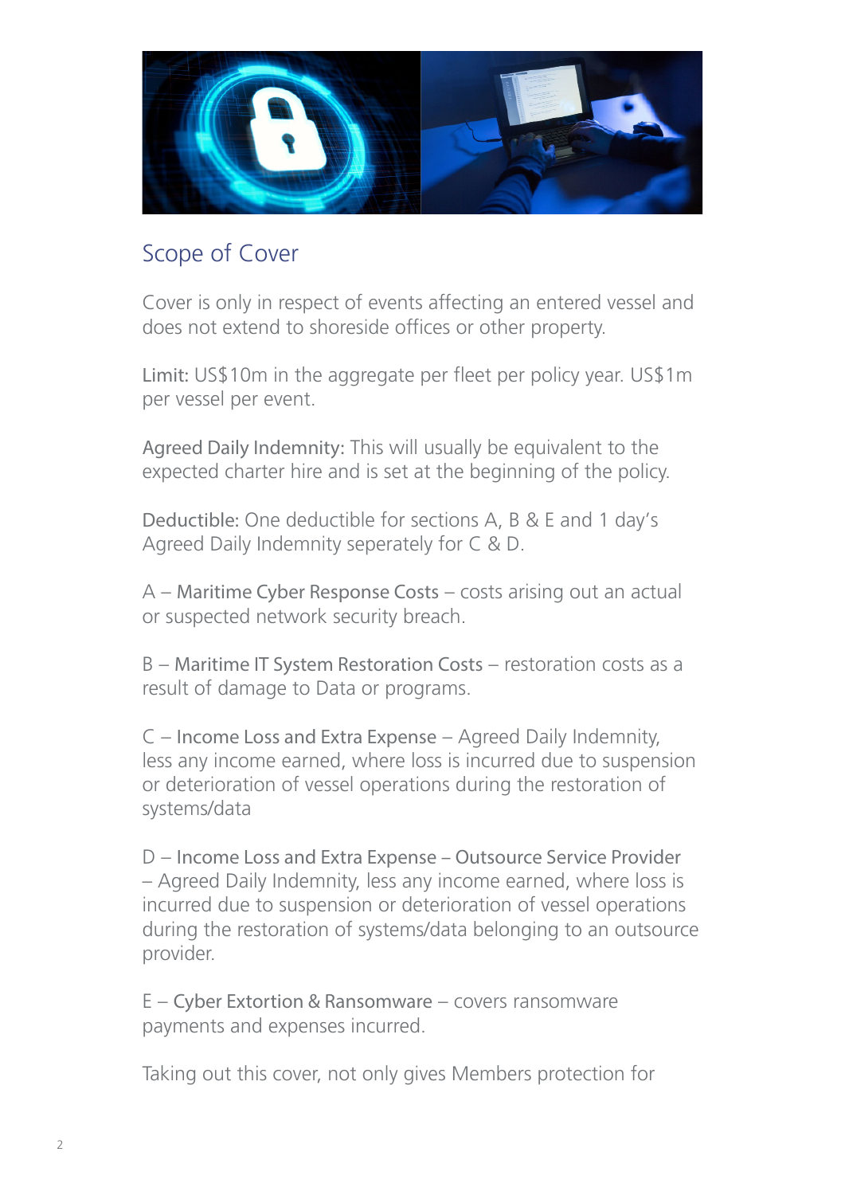## Scope of Cover

Cover is only in respect of events affecting an entered vessel and does not extend to shoreside offices or other property.

Limit: US$10m in the aggregate per fleet per policy year. US$1m per vessel per event.

Agreed Daily Indemnity: This will usually be equivalent to the expected charter hire and is set at the beginning of the policy.

Deductible: One deductible for sections A, B & E and 1 day's Agreed Daily Indemnity seperately for C & D.

A – Maritime Cyber Response Costs – costs arising out an actual or suspected network security breach.

B – Maritime IT System Restoration Costs – restoration costs as a result of damage to Data or programs.

C – Income Loss and Extra Expense – Agreed Daily Indemnity, less any income earned, where loss is incurred due to suspension or deterioration of vessel operations during the restoration of systems/data

D – Income Loss and Extra Expense – Outsource Service Provider – Agreed Daily Indemnity, less any income earned, where loss is incurred due to suspension or deterioration of vessel operations during the restoration of systems/data belonging to an outsource provider.

E – Cyber Extortion & Ransomware – covers ransomware payments and expenses incurred.

Taking out this cover, not only gives Members protection for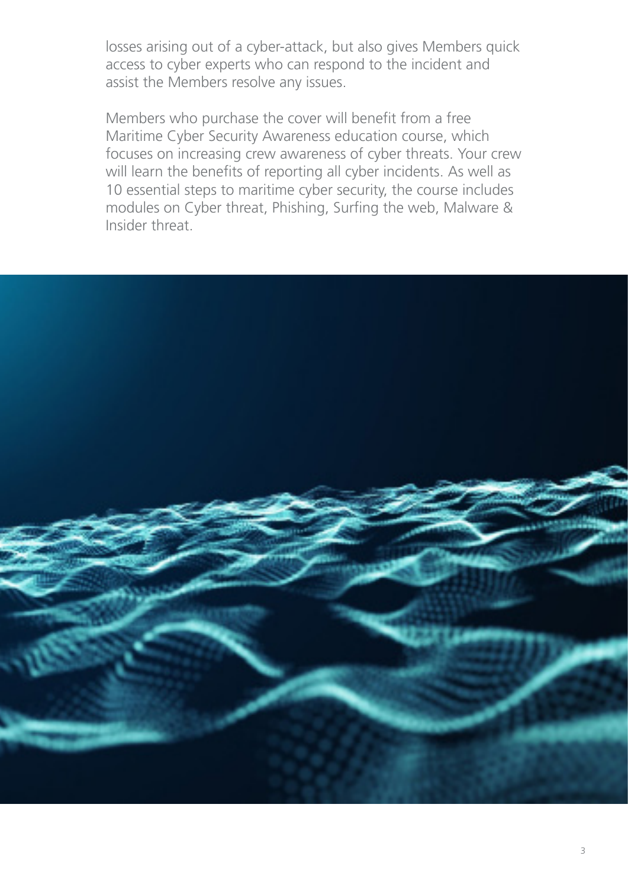losses arising out of a cyber-attack, but also gives Members quick access to cyber experts who can respond to the incident and assist the Members resolve any issues.

Members who purchase the cover will benefit from a free Maritime Cyber Security Awareness education course, which focuses on increasing crew awareness of cyber threats. Your crew will learn the benefits of reporting all cyber incidents. As well as 10 essential steps to maritime cyber security, the course includes modules on Cyber threat, Phishing, Surfing the web, Malware & Insider threat.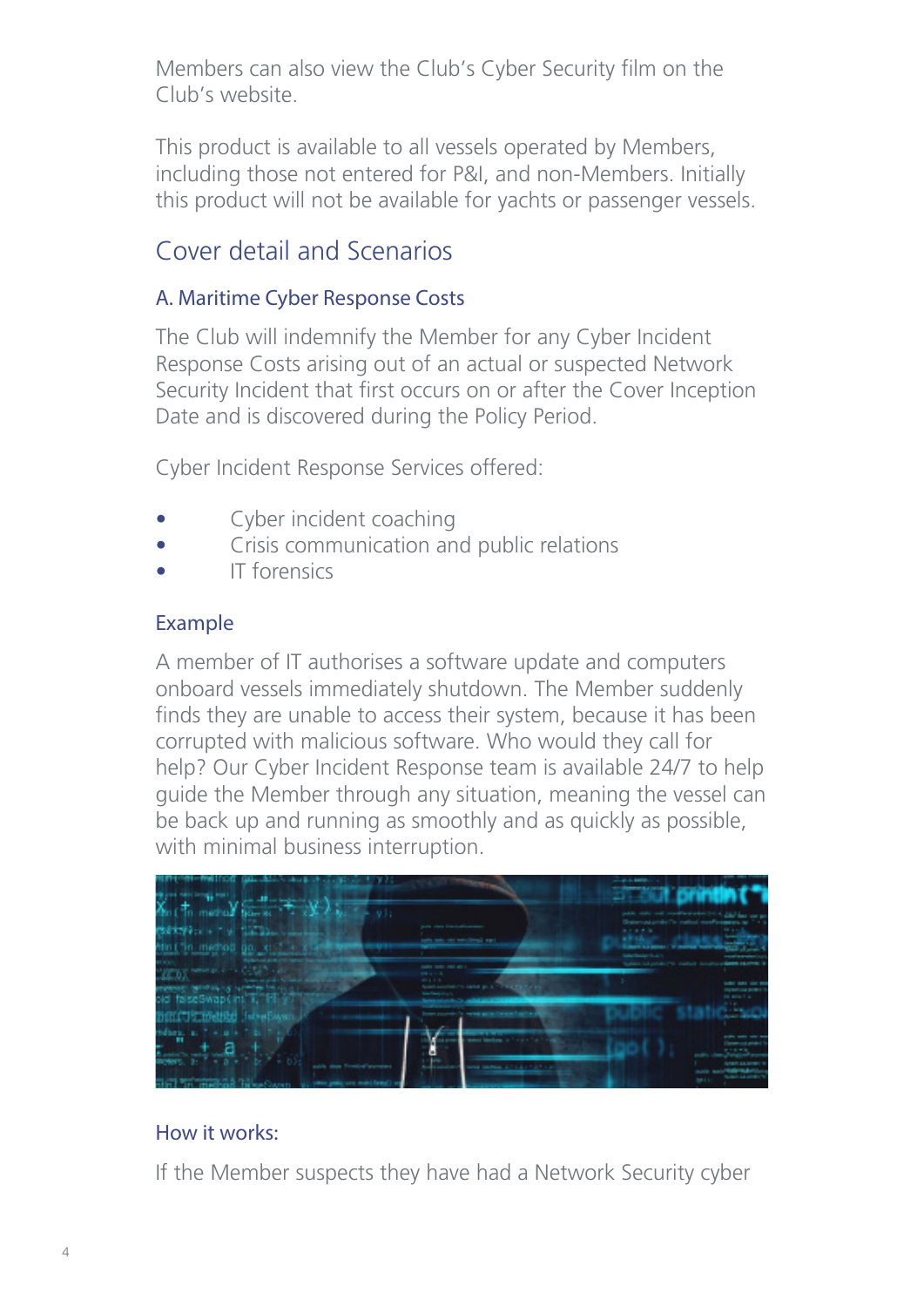Members can also view the Club's Cyber Security film on the Club's website.

This product is available to all vessels operated by Members, including those not entered for P&I, and non-Members. Initially this product will not be available for yachts or passenger vessels.

## Cover detail and Scenarios

### A. Maritime Cyber Response Costs

The Club will indemnify the Member for any Cyber Incident Response Costs arising out of an actual or suspected Network Security Incident that first occurs on or after the Cover Inception Date and is discovered during the Policy Period.

Cyber Incident Response Services offered:

- Cyber incident coaching
- Crisis communication and public relations
- IT forensics

### Example

A member of IT authorises a software update and computers onboard vessels immediately shutdown. The Member suddenly finds they are unable to access their system, because it has been corrupted with malicious software. Who would they call for help? Our Cyber Incident Response team is available 24/7 to help guide the Member through any situation, meaning the vessel can be back up and running as smoothly and as quickly as possible, with minimal business interruption.

### How it works:

If the Member suspects they have had a Network Security cyber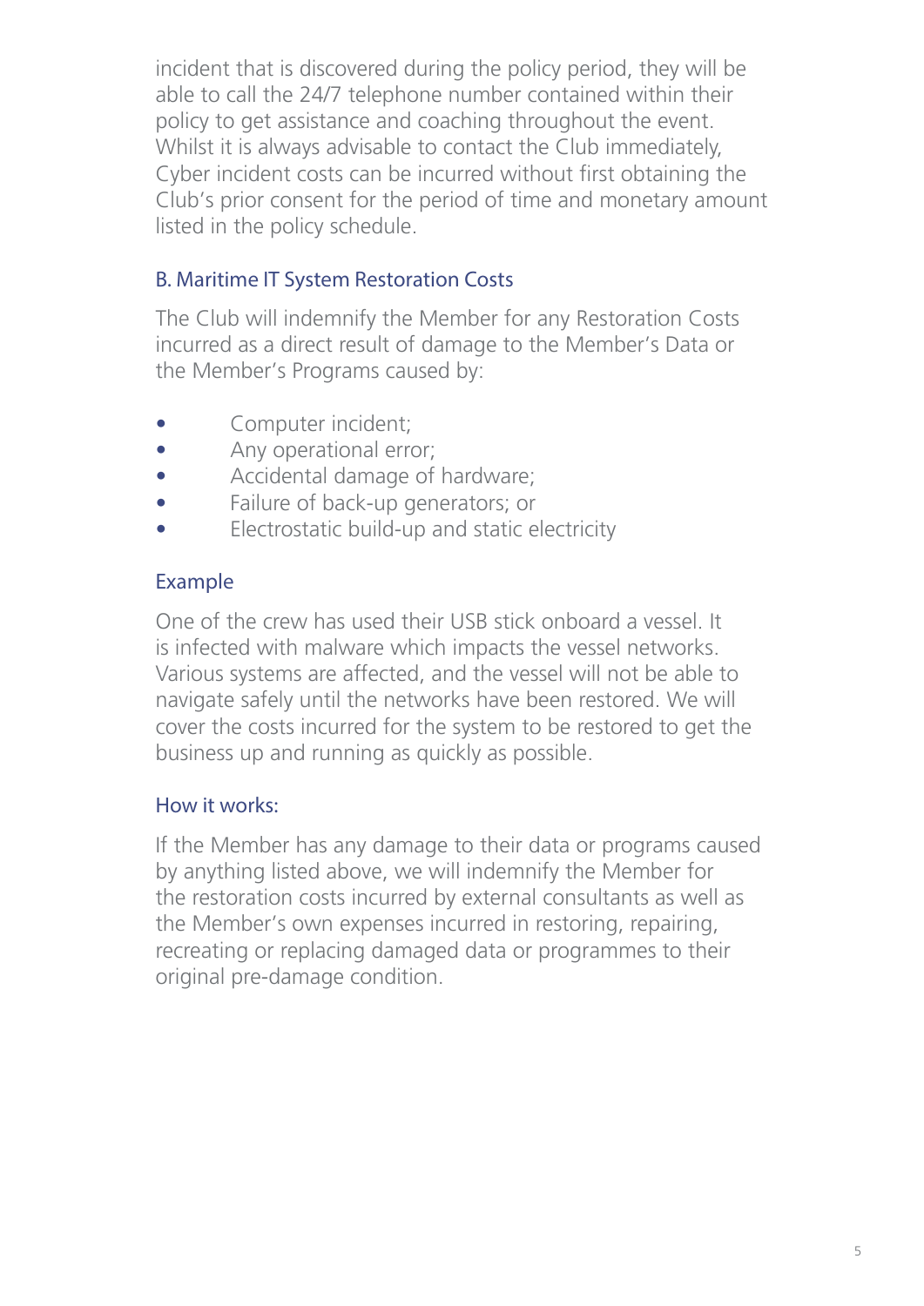incident that is discovered during the policy period, they will be able to call the 24/7 telephone number contained within their policy to get assistance and coaching throughout the event. Whilst it is always advisable to contact the Club immediately, Cyber incident costs can be incurred without first obtaining the Club's prior consent for the period of time and monetary amount listed in the policy schedule.

### B. Maritime IT System Restoration Costs

The Club will indemnify the Member for any Restoration Costs incurred as a direct result of damage to the Member's Data or the Member's Programs caused by:

- Computer incident;
- Any operational error;
- Accidental damage of hardware;
- Failure of back-up generators; or
- Electrostatic build-up and static electricity

### Example

One of the crew has used their USB stick onboard a vessel. It is infected with malware which impacts the vessel networks. Various systems are affected, and the vessel will not be able to navigate safely until the networks have been restored. We will cover the costs incurred for the system to be restored to get the business up and running as quickly as possible.

### How it works:

If the Member has any damage to their data or programs caused by anything listed above, we will indemnify the Member for the restoration costs incurred by external consultants as well as the Member's own expenses incurred in restoring, repairing, recreating or replacing damaged data or programmes to their original pre-damage condition.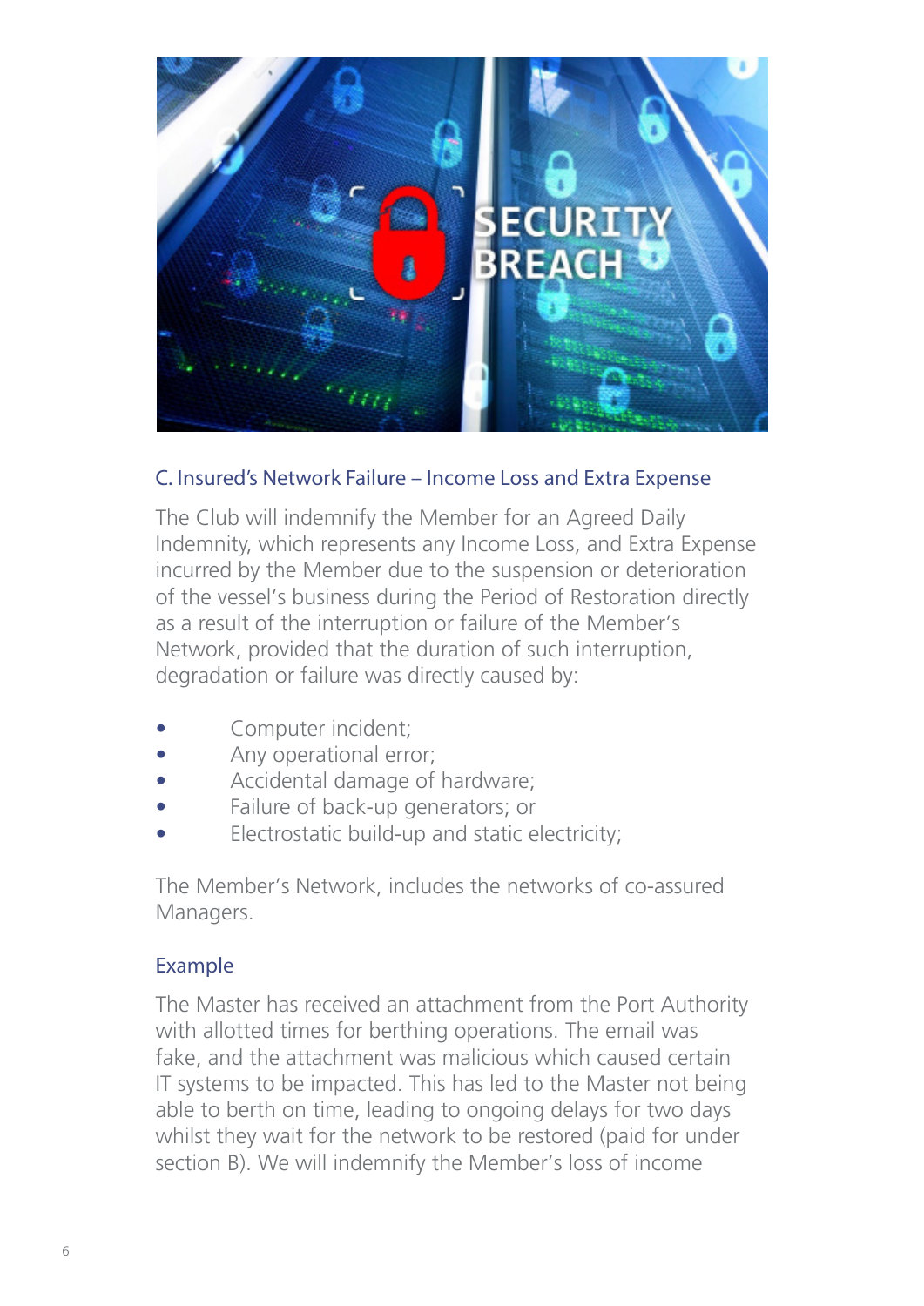### C. Insured's Network Failure – Income Loss and Extra Expense

The Club will indemnify the Member for an Agreed Daily Indemnity, which represents any Income Loss, and Extra Expense incurred by the Member due to the suspension or deterioration of the vessel's business during the Period of Restoration directly as a result of the interruption or failure of the Member's Network, provided that the duration of such interruption, degradation or failure was directly caused by:

- Computer incident;
- Any operational error;
- Accidental damage of hardware;
- Failure of back-up generators; or
- Electrostatic build-up and static electricity;

The Member's Network, includes the networks of co-assured Managers.

### Example

The Master has received an attachment from the Port Authority with allotted times for berthing operations. The email was fake, and the attachment was malicious which caused certain IT systems to be impacted. This has led to the Master not being able to berth on time, leading to ongoing delays for two days whilst they wait for the network to be restored (paid for under section B). We will indemnify the Member's loss of income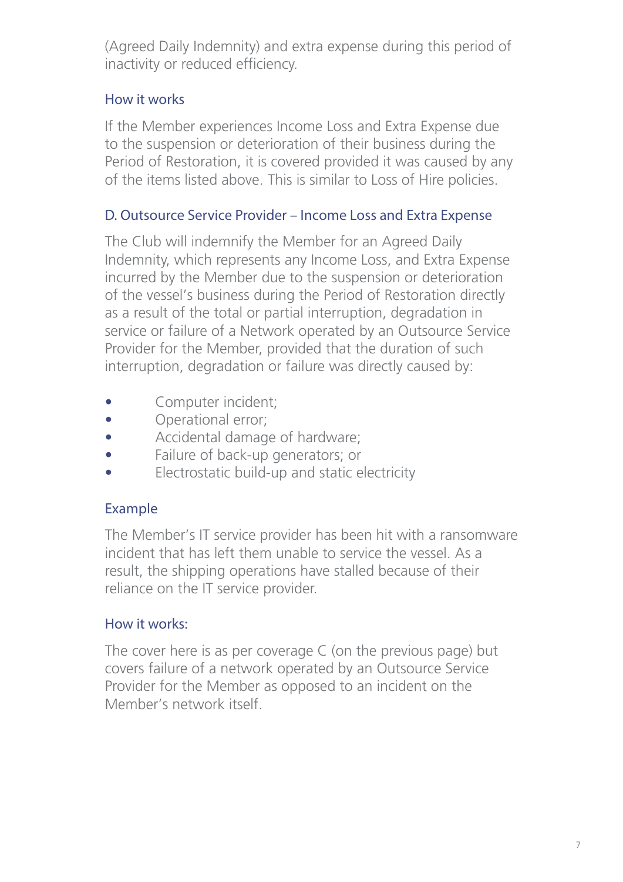(Agreed Daily Indemnity) and extra expense during this period of inactivity or reduced efficiency.

### How it works

If the Member experiences Income Loss and Extra Expense due to the suspension or deterioration of their business during the Period of Restoration, it is covered provided it was caused by any of the items listed above. This is similar to Loss of Hire policies.

### D. Outsource Service Provider – Income Loss and Extra Expense

The Club will indemnify the Member for an Agreed Daily Indemnity, which represents any Income Loss, and Extra Expense incurred by the Member due to the suspension or deterioration of the vessel's business during the Period of Restoration directly as a result of the total or partial interruption, degradation in service or failure of a Network operated by an Outsource Service Provider for the Member, provided that the duration of such interruption, degradation or failure was directly caused by:

- Computer incident;
- Operational error;
- Accidental damage of hardware;
- Failure of back-up generators; or
- Electrostatic build-up and static electricity

### Example

The Member's IT service provider has been hit with a ransomware incident that has left them unable to service the vessel. As a result, the shipping operations have stalled because of their reliance on the IT service provider.

### How it works:

The cover here is as per coverage C (on the previous page) but covers failure of a network operated by an Outsource Service Provider for the Member as opposed to an incident on the Member's network itself.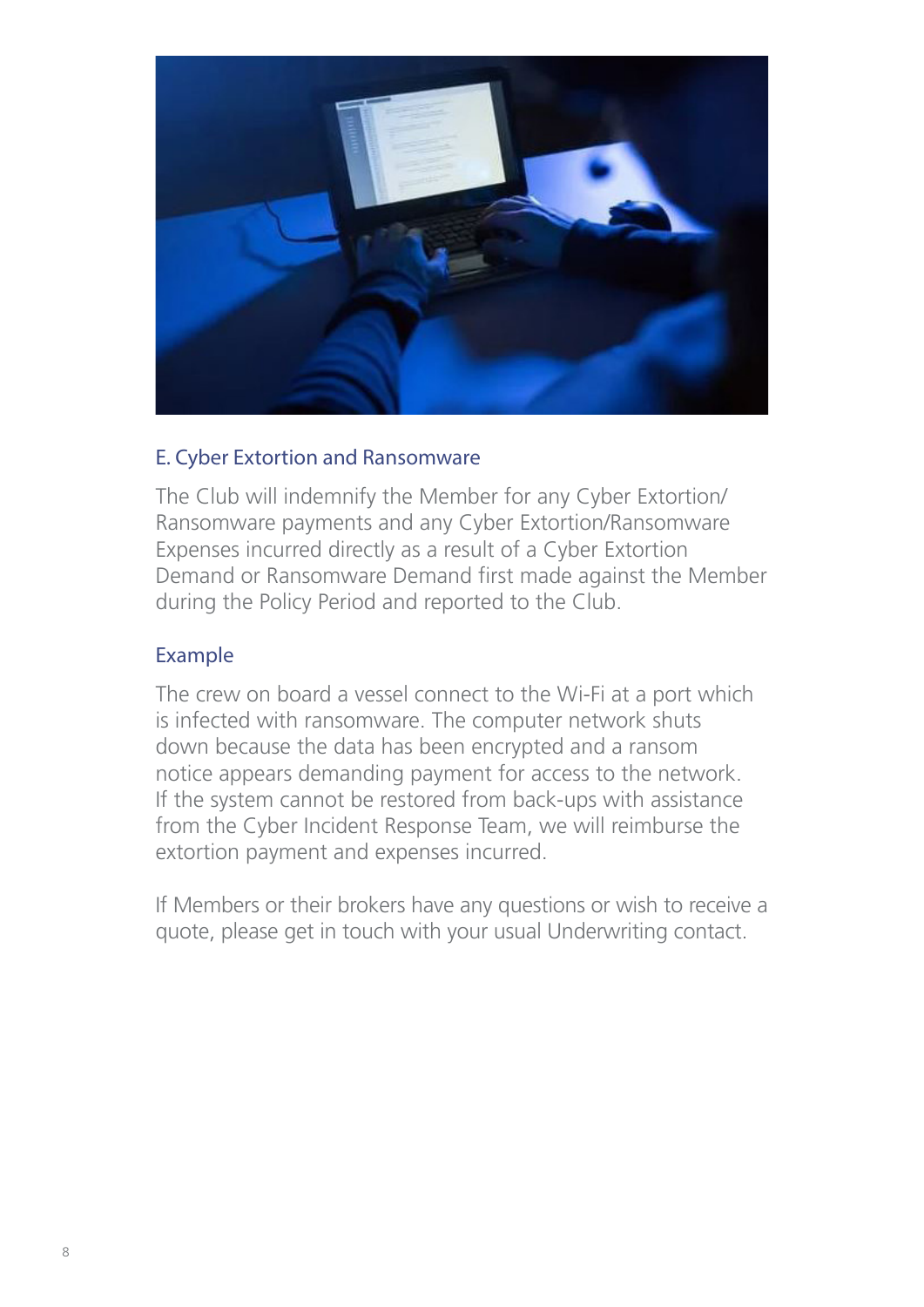## E. Cyber Extortion and Ransomware

The Club will indemnify the Member for any Cyber Extortion/ Ransomware payments and any Cyber Extortion/Ransomware Expenses incurred directly as a result of a Cyber Extortion Demand or Ransomware Demand first made against the Member during the Policy Period and reported to the Club.

### Example

The crew on board a vessel connect to the Wi-Fi at a port which is infected with ransomware. The computer network shuts down because the data has been encrypted and a ransom notice appears demanding payment for access to the network. If the system cannot be restored from back-ups with assistance from the Cyber Incident Response Team, we will reimburse the extortion payment and expenses incurred.

If Members or their brokers have any questions or wish to receive a quote, please get in touch with your usual Underwriting contact.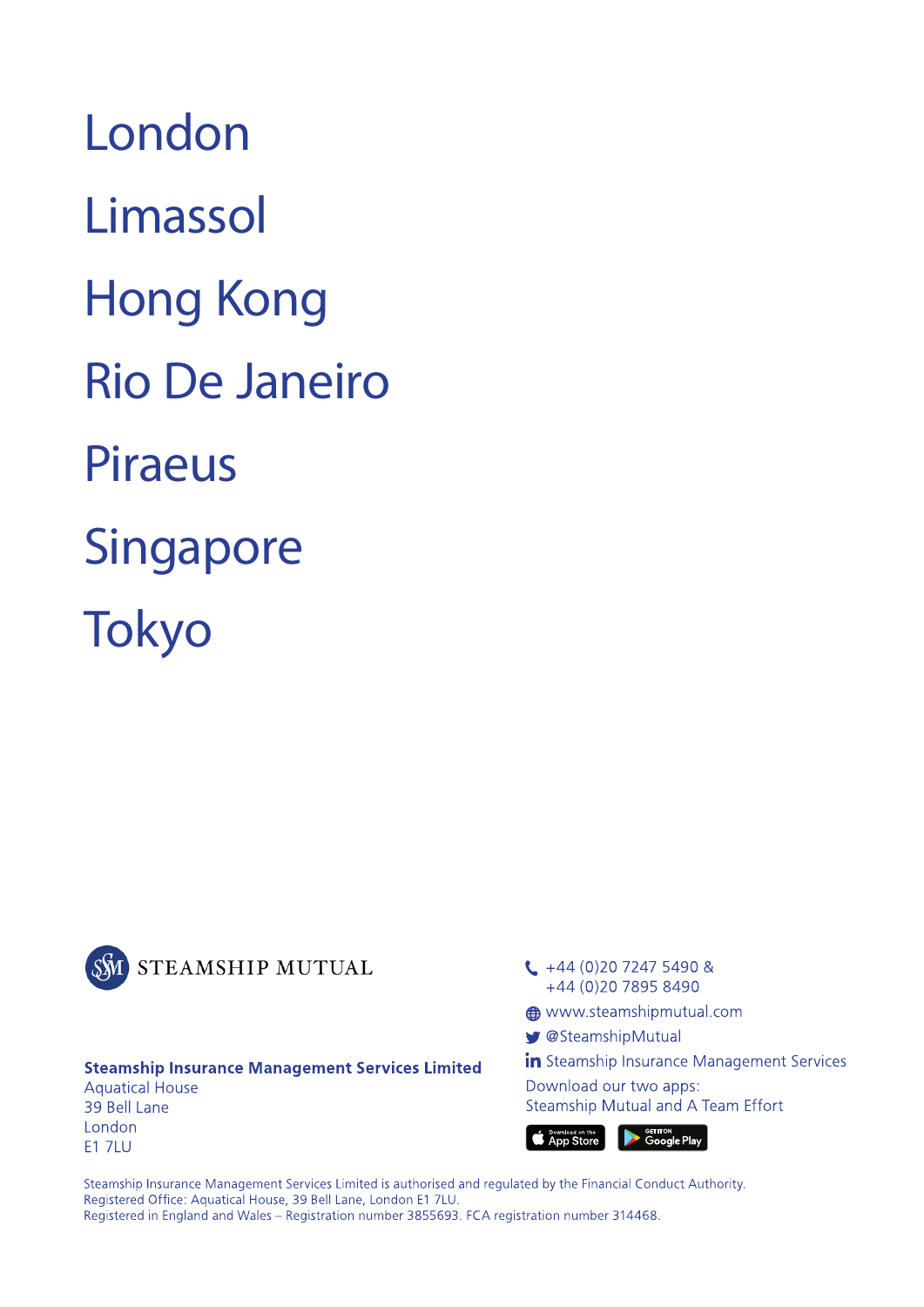London

Limassol

Hong Kong

Rio De Janeiro

Piraeus

Singapore

Tokyo

STEAMSHIP MUTUAL

**Steamship Insurance Management Services Limited**
Aquatical House
39 Bell Lane
London
E1 7LU

+44 (0)20 7247 5490 &
+44 (0)20 7895 8490

www.steamshipmutual.com

@SteamshipMutual

Steamship Insurance Management Services

Download our two apps:
Steamship Mutual and A Team Effort

Download on the App Store

GET IT ON Google Play

Steamship Insurance Management Services Limited is authorised and regulated by the Financial Conduct Authority.
Registered Office: Aquatical House, 39 Bell Lane, London E1 7LU.
Registered in England and Wales – Registration number 3855693. FCA registration number 314468.